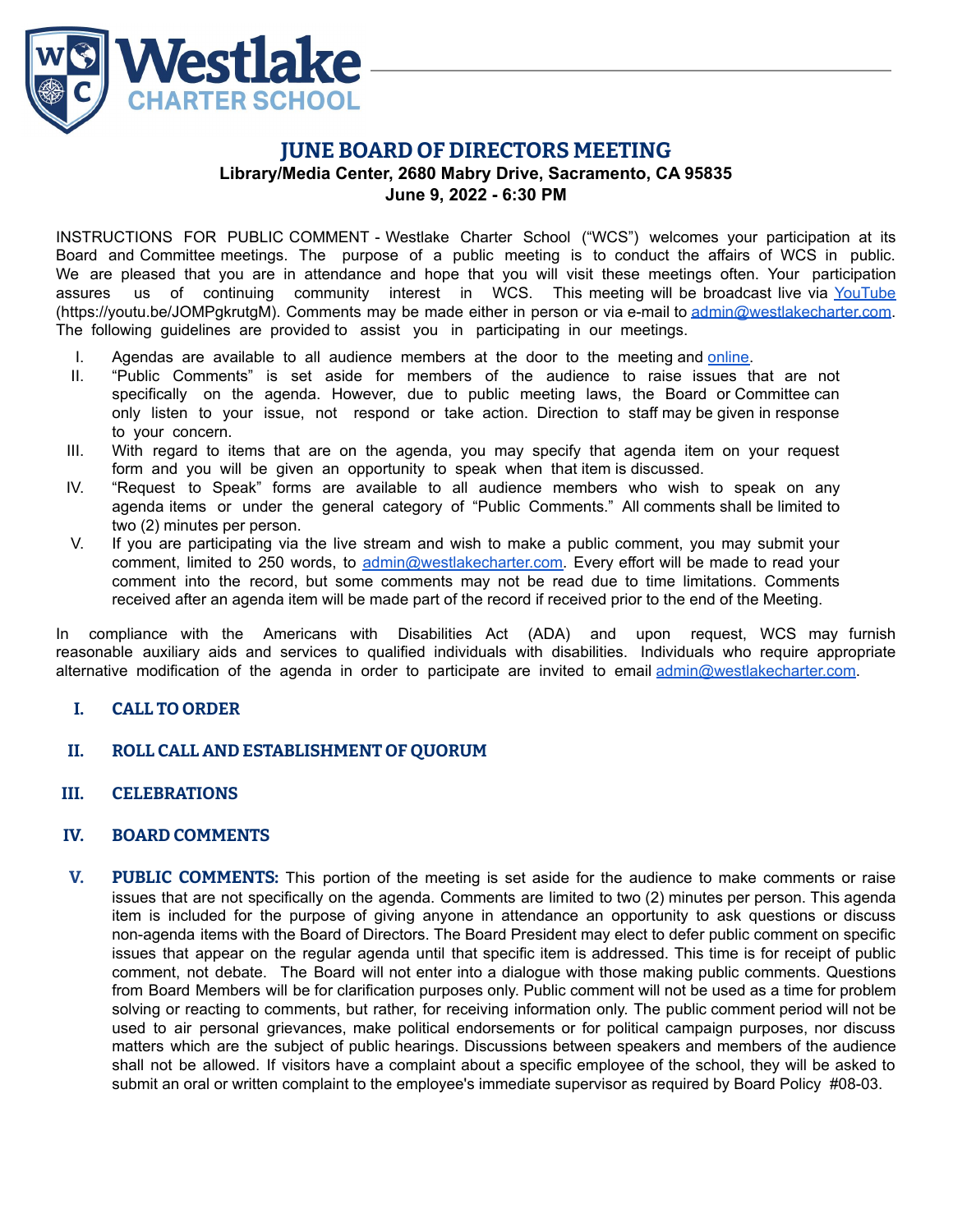# JUNE BOARD OF DIRECTORS MEETING

**Library/Media Center, 2680 Mabry Drive, Sacramento, CA 95835**

**June 9, 2022 - 6:30 PM**

INSTRUCTIONS FOR PUBLIC COMMENT - Westlake Charter School ("WCS") welcomes your participation at its Board and Committee meetings. The purpose of a public meeting is to conduct the affairs of WCS in public. We are pleased that you are in attendance and hope that you will visit these meetings often. Your participation assures us of continuing community interest in WCS. This meeting will be broadcast live via YouTube (https://youtu.be/JOMPgkrutgM). Comments may be made either in person or via e-mail to admin@westlakecharter.com. The following guidelines are provided to assist you in participating in our meetings.

I. Agendas are available to all audience members at the door to the meeting and online.
II. "Public Comments" is set aside for members of the audience to raise issues that are not specifically on the agenda. However, due to public meeting laws, the Board or Committee can only listen to your issue, not respond or take action. Direction to staff may be given in response to your concern.
III. With regard to items that are on the agenda, you may specify that agenda item on your request form and you will be given an opportunity to speak when that item is discussed.
IV. "Request to Speak" forms are available to all audience members who wish to speak on any agenda items or under the general category of "Public Comments." All comments shall be limited to two (2) minutes per person.
V. If you are participating via the live stream and wish to make a public comment, you may submit your comment, limited to 250 words, to admin@westlakecharter.com. Every effort will be made to read your comment into the record, but some comments may not be read due to time limitations. Comments received after an agenda item will be made part of the record if received prior to the end of the Meeting.

In compliance with the Americans with Disabilities Act (ADA) and upon request, WCS may furnish reasonable auxiliary aids and services to qualified individuals with disabilities. Individuals who require appropriate alternative modification of the agenda in order to participate are invited to email admin@westlakecharter.com.

## I. CALL TO ORDER

## II. ROLL CALL AND ESTABLISHMENT OF QUORUM

## III. CELEBRATIONS

## IV. BOARD COMMENTS

## V. PUBLIC COMMENTS:

This portion of the meeting is set aside for the audience to make comments or raise issues that are not specifically on the agenda. Comments are limited to two (2) minutes per person. This agenda item is included for the purpose of giving anyone in attendance an opportunity to ask questions or discuss non-agenda items with the Board of Directors. The Board President may elect to defer public comment on specific issues that appear on the regular agenda until that specific item is addressed. This time is for receipt of public comment, not debate. The Board will not enter into a dialogue with those making public comments. Questions from Board Members will be for clarification purposes only. Public comment will not be used as a time for problem solving or reacting to comments, but rather, for receiving information only. The public comment period will not be used to air personal grievances, make political endorsements or for political campaign purposes, nor discuss matters which are the subject of public hearings. Discussions between speakers and members of the audience shall not be allowed. If visitors have a complaint about a specific employee of the school, they will be asked to submit an oral or written complaint to the employee's immediate supervisor as required by Board Policy #08-03.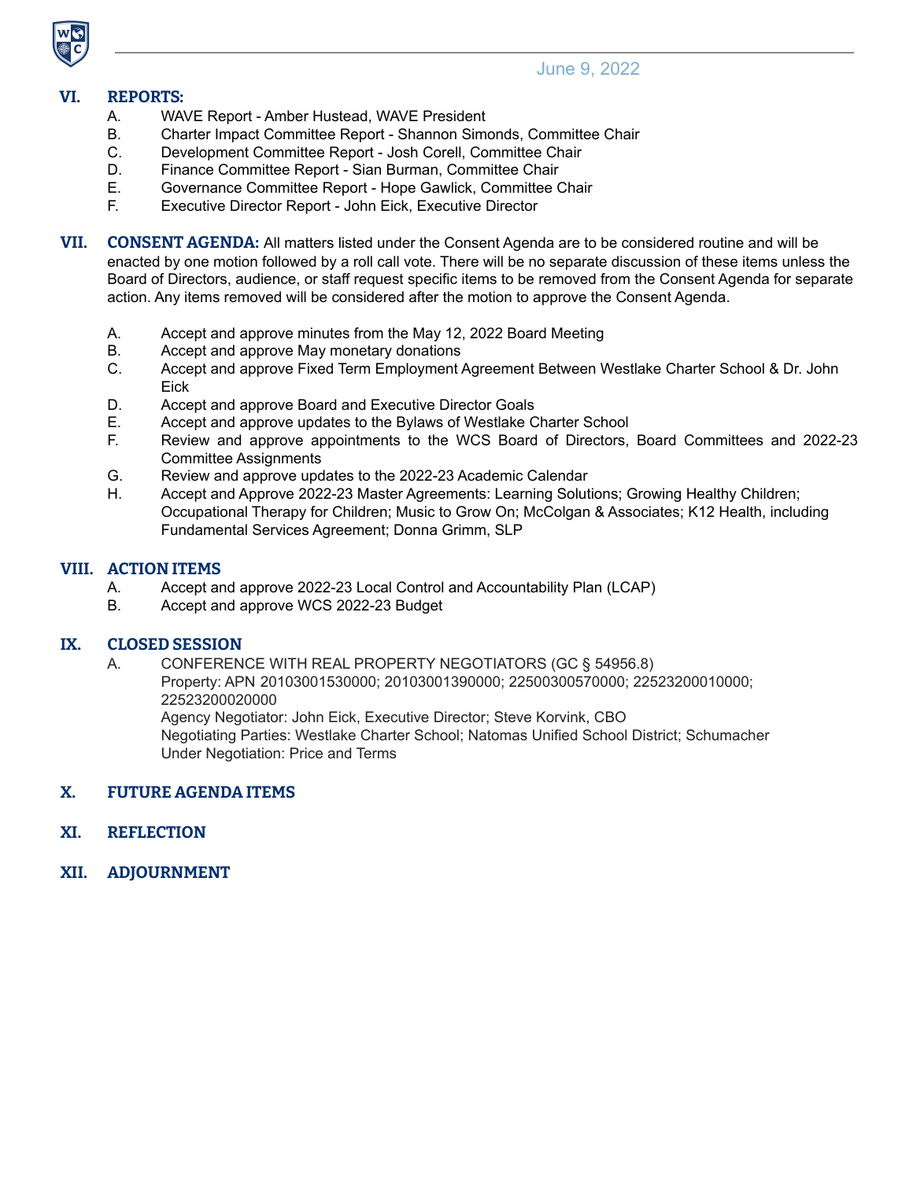June 9, 2022

## VI. REPORTS:

A. WAVE Report - Amber Hustead, WAVE President
B. Charter Impact Committee Report - Shannon Simonds, Committee Chair
C. Development Committee Report - Josh Corell, Committee Chair
D. Finance Committee Report - Sian Burman, Committee Chair
E. Governance Committee Report - Hope Gawlick, Committee Chair
F. Executive Director Report - John Eick, Executive Director

## VII. CONSENT AGENDA:

All matters listed under the Consent Agenda are to be considered routine and will be enacted by one motion followed by a roll call vote. There will be no separate discussion of these items unless the Board of Directors, audience, or staff request specific items to be removed from the Consent Agenda for separate action. Any items removed will be considered after the motion to approve the Consent Agenda.

A. Accept and approve minutes from the May 12, 2022 Board Meeting
B. Accept and approve May monetary donations
C. Accept and approve Fixed Term Employment Agreement Between Westlake Charter School & Dr. John Eick
D. Accept and approve Board and Executive Director Goals
E. Accept and approve updates to the Bylaws of Westlake Charter School
F. Review and approve appointments to the WCS Board of Directors, Board Committees and 2022-23 Committee Assignments
G. Review and approve updates to the 2022-23 Academic Calendar
H. Accept and Approve 2022-23 Master Agreements: Learning Solutions; Growing Healthy Children; Occupational Therapy for Children; Music to Grow On; McColgan & Associates; K12 Health, including Fundamental Services Agreement; Donna Grimm, SLP

## VIII. ACTION ITEMS

A. Accept and approve 2022-23 Local Control and Accountability Plan (LCAP)
B. Accept and approve WCS 2022-23 Budget

## IX. CLOSED SESSION

A. CONFERENCE WITH REAL PROPERTY NEGOTIATORS (GC § 54956.8)
Property: APN 20103001530000; 20103001390000; 22500300570000; 22523200010000; 22523200020000
Agency Negotiator: John Eick, Executive Director; Steve Korvink, CBO
Negotiating Parties: Westlake Charter School; Natomas Unified School District; Schumacher
Under Negotiation: Price and Terms

## X. FUTURE AGENDA ITEMS

## XI. REFLECTION

## XII. ADJOURNMENT